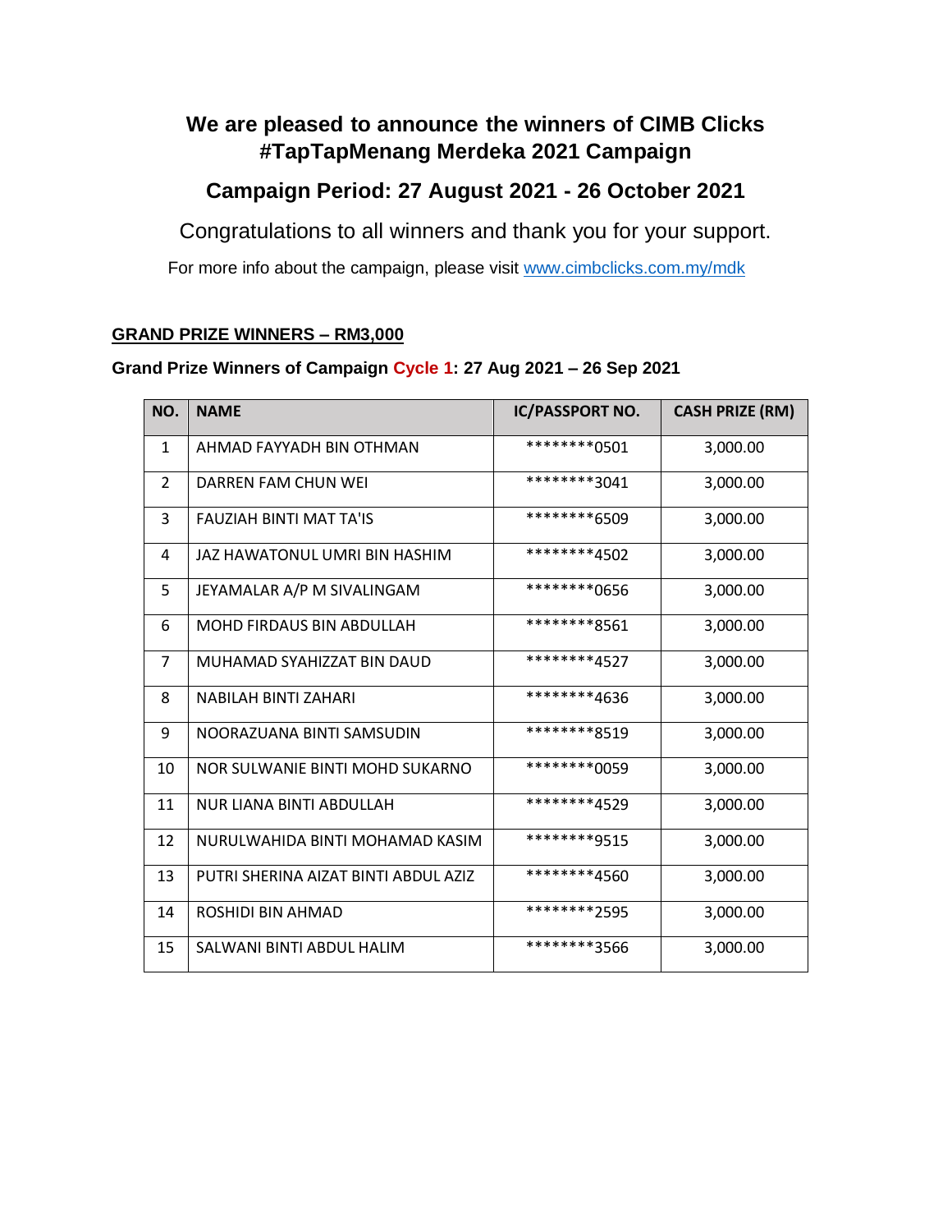# We are pleased to announce the winners of CIMB Clicks #TapTapMenang Merdeka 2021 Campaign

## Campaign Period: 27 August 2021 - 26 October 2021

Congratulations to all winners and thank you for your support.

For more info about the campaign, please visit [www.cimbclicks.com.my/mdk](www.cimbclicks.com.my/mdk)

**GRAND PRIZE WINNERS – RM3,000**

**Grand Prize Winners of Campaign Cycle 1: 27 Aug 2021 – 26 Sep 2021**

| NO. | NAME | IC/PASSPORT NO. | CASH PRIZE (RM) |
|---|---|---|---|
| 1 | AHMAD FAYYADH BIN OTHMAN | ********0501 | 3,000.00 |
| 2 | DARREN FAM CHUN WEI | ********3041 | 3,000.00 |
| 3 | FAUZIAH BINTI MAT TA'IS | ********6509 | 3,000.00 |
| 4 | JAZ HAWATONUL UMRI BIN HASHIM | ********4502 | 3,000.00 |
| 5 | JEYAMALAR A/P M SIVALINGAM | ********0656 | 3,000.00 |
| 6 | MOHD FIRDAUS BIN ABDULLAH | ********8561 | 3,000.00 |
| 7 | MUHAMAD SYAHIZZAT BIN DAUD | ********4527 | 3,000.00 |
| 8 | NABILAH BINTI ZAHARI | ********4636 | 3,000.00 |
| 9 | NOORAZUANA BINTI SAMSUDIN | ********8519 | 3,000.00 |
| 10 | NOR SULWANIE BINTI MOHD SUKARNO | ********0059 | 3,000.00 |
| 11 | NUR LIANA BINTI ABDULLAH | ********4529 | 3,000.00 |
| 12 | NURULWAHIDA BINTI MOHAMAD KASIM | ********9515 | 3,000.00 |
| 13 | PUTRI SHERINA AIZAT BINTI ABDUL AZIZ | ********4560 | 3,000.00 |
| 14 | ROSHIDI BIN AHMAD | ********2595 | 3,000.00 |
| 15 | SALWANI BINTI ABDUL HALIM | ********3566 | 3,000.00 |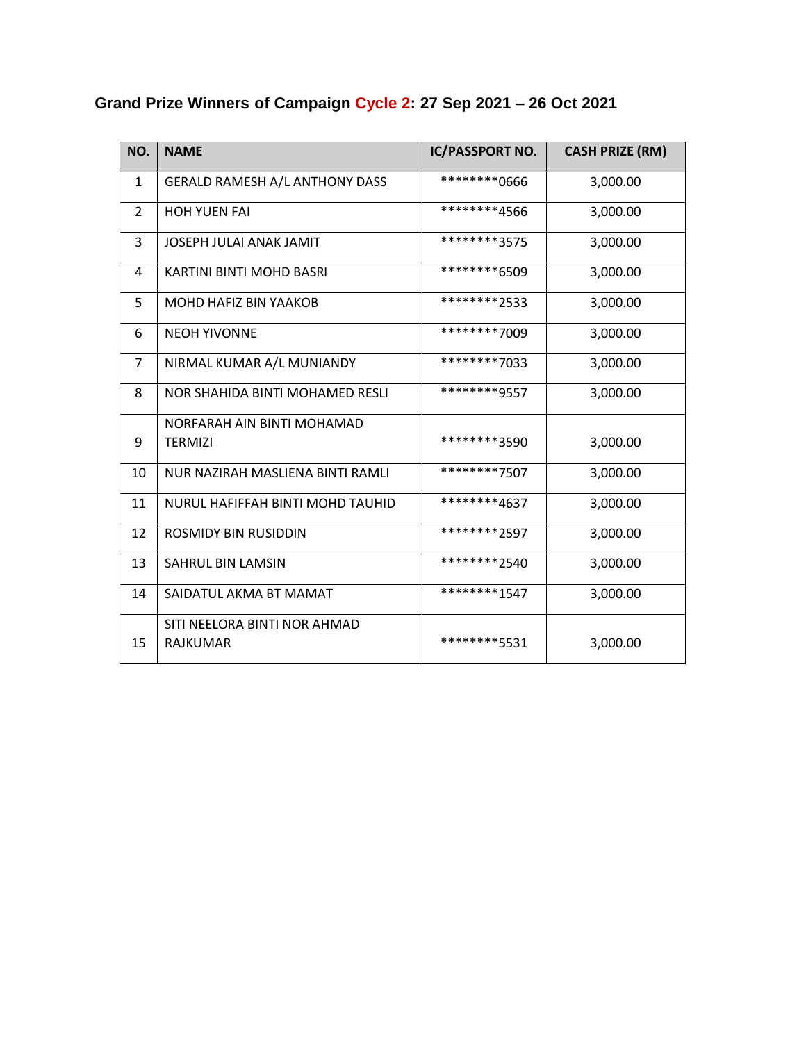## Grand Prize Winners of Campaign Cycle 2: 27 Sep 2021 – 26 Oct 2021

| NO. | NAME | IC/PASSPORT NO. | CASH PRIZE (RM) |
|---|---|---|---|
| 1 | GERALD RAMESH A/L ANTHONY DASS | ********0666 | 3,000.00 |
| 2 | HOH YUEN FAI | ********4566 | 3,000.00 |
| 3 | JOSEPH JULAI ANAK JAMIT | ********3575 | 3,000.00 |
| 4 | KARTINI BINTI MOHD BASRI | ********6509 | 3,000.00 |
| 5 | MOHD HAFIZ BIN YAAKOB | ********2533 | 3,000.00 |
| 6 | NEOH YIVONNE | ********7009 | 3,000.00 |
| 7 | NIRMAL KUMAR A/L MUNIANDY | ********7033 | 3,000.00 |
| 8 | NOR SHAHIDA BINTI MOHAMED RESLI | ********9557 | 3,000.00 |
| 9 | NORFARAH AIN BINTI MOHAMAD TERMIZI | ********3590 | 3,000.00 |
| 10 | NUR NAZIRAH MASLIENA BINTI RAMLI | ********7507 | 3,000.00 |
| 11 | NURUL HAFIFFAH BINTI MOHD TAUHID | ********4637 | 3,000.00 |
| 12 | ROSMIDY BIN RUSIDDIN | ********2597 | 3,000.00 |
| 13 | SAHRUL BIN LAMSIN | ********2540 | 3,000.00 |
| 14 | SAIDATUL AKMA BT MAMAT | ********1547 | 3,000.00 |
| 15 | SITI NEELORA BINTI NOR AHMAD RAJKUMAR | ********5531 | 3,000.00 |